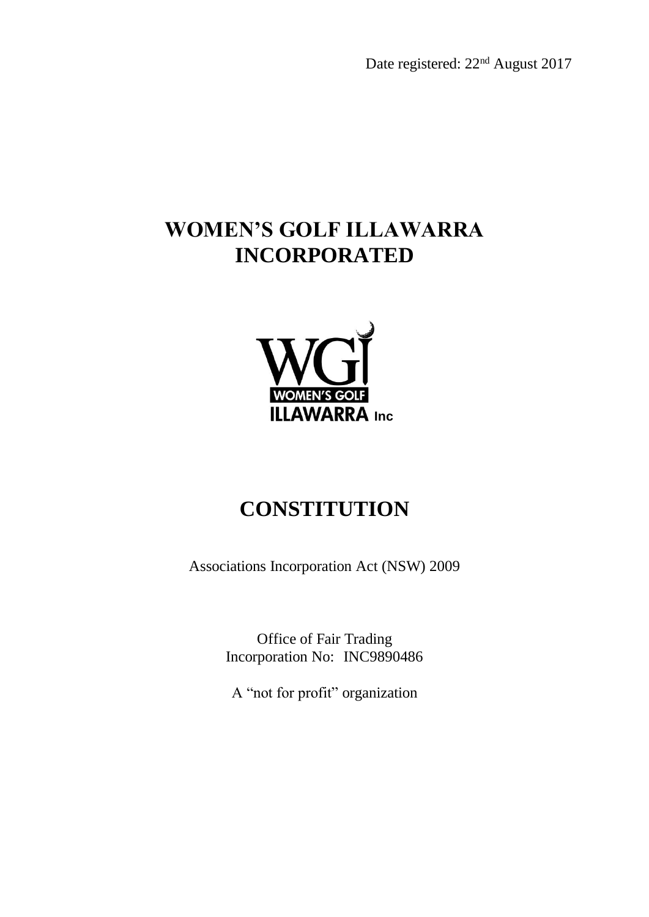Date registered: 22nd August 2017

# WOMEN'S GOLF ILLAWARRA INCORPORATED

# CONSTITUTION

Associations Incorporation Act (NSW) 2009

Office of Fair Trading
Incorporation No: INC9890486

A "not for profit" organization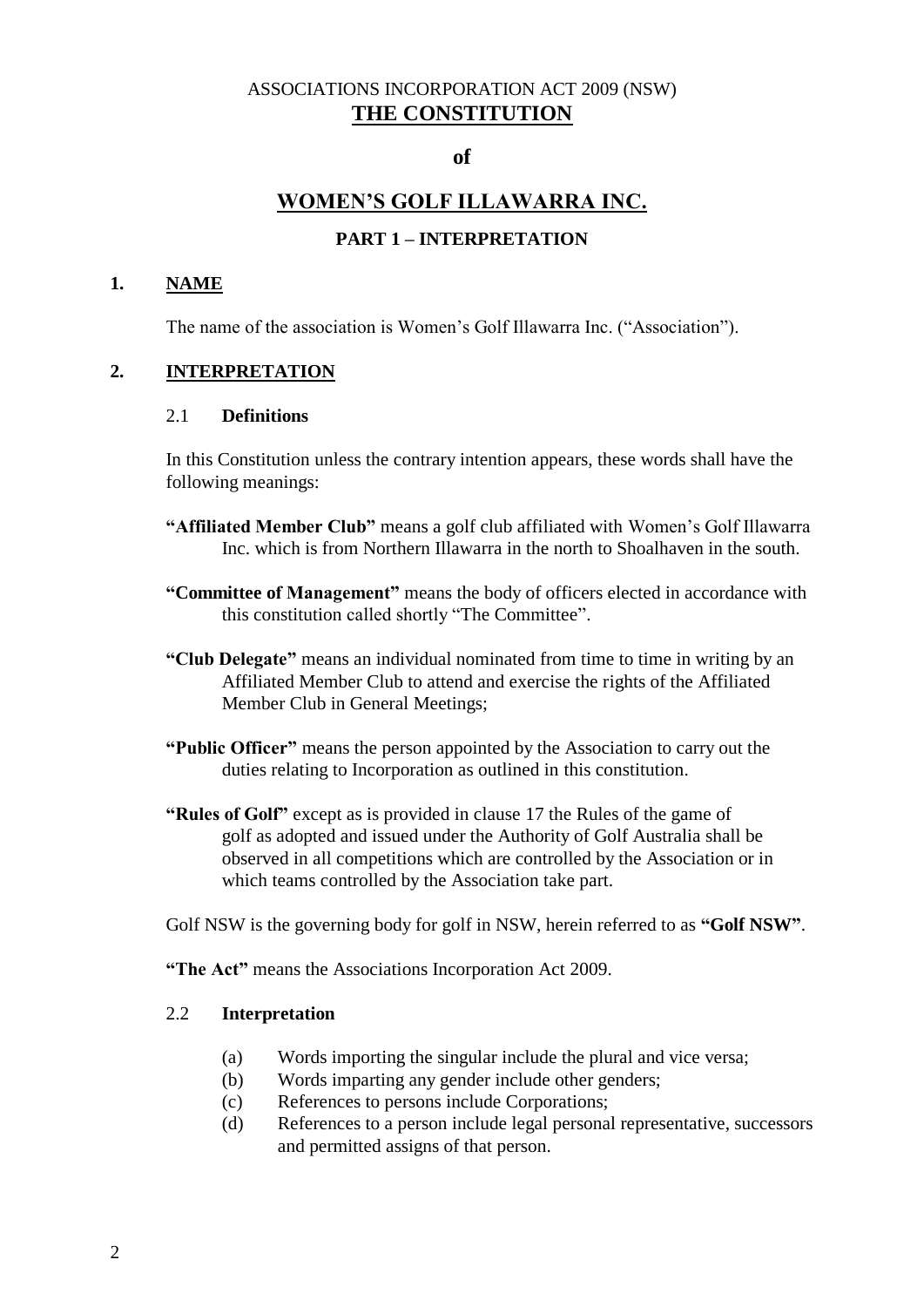ASSOCIATIONS INCORPORATION ACT 2009 (NSW)

# THE CONSTITUTION

**of**

# WOMEN'S GOLF ILLAWARRA INC.

## PART 1 – INTERPRETATION

### 1. NAME

The name of the association is Women's Golf Illawarra Inc. ("Association").

### 2. INTERPRETATION

2.1 **Definitions**

In this Constitution unless the contrary intention appears, these words shall have the following meanings:

**"Affiliated Member Club"** means a golf club affiliated with Women's Golf Illawarra Inc. which is from Northern Illawarra in the north to Shoalhaven in the south.

**"Committee of Management"** means the body of officers elected in accordance with this constitution called shortly "The Committee".

**"Club Delegate"** means an individual nominated from time to time in writing by an Affiliated Member Club to attend and exercise the rights of the Affiliated Member Club in General Meetings;

**"Public Officer"** means the person appointed by the Association to carry out the duties relating to Incorporation as outlined in this constitution.

**"Rules of Golf"** except as is provided in clause 17 the Rules of the game of golf as adopted and issued under the Authority of Golf Australia shall be observed in all competitions which are controlled by the Association or in which teams controlled by the Association take part.

Golf NSW is the governing body for golf in NSW, herein referred to as **"Golf NSW"**.

**"The Act"** means the Associations Incorporation Act 2009.

2.2 **Interpretation**

(a) Words importing the singular include the plural and vice versa;
(b) Words imparting any gender include other genders;
(c) References to persons include Corporations;
(d) References to a person include legal personal representative, successors and permitted assigns of that person.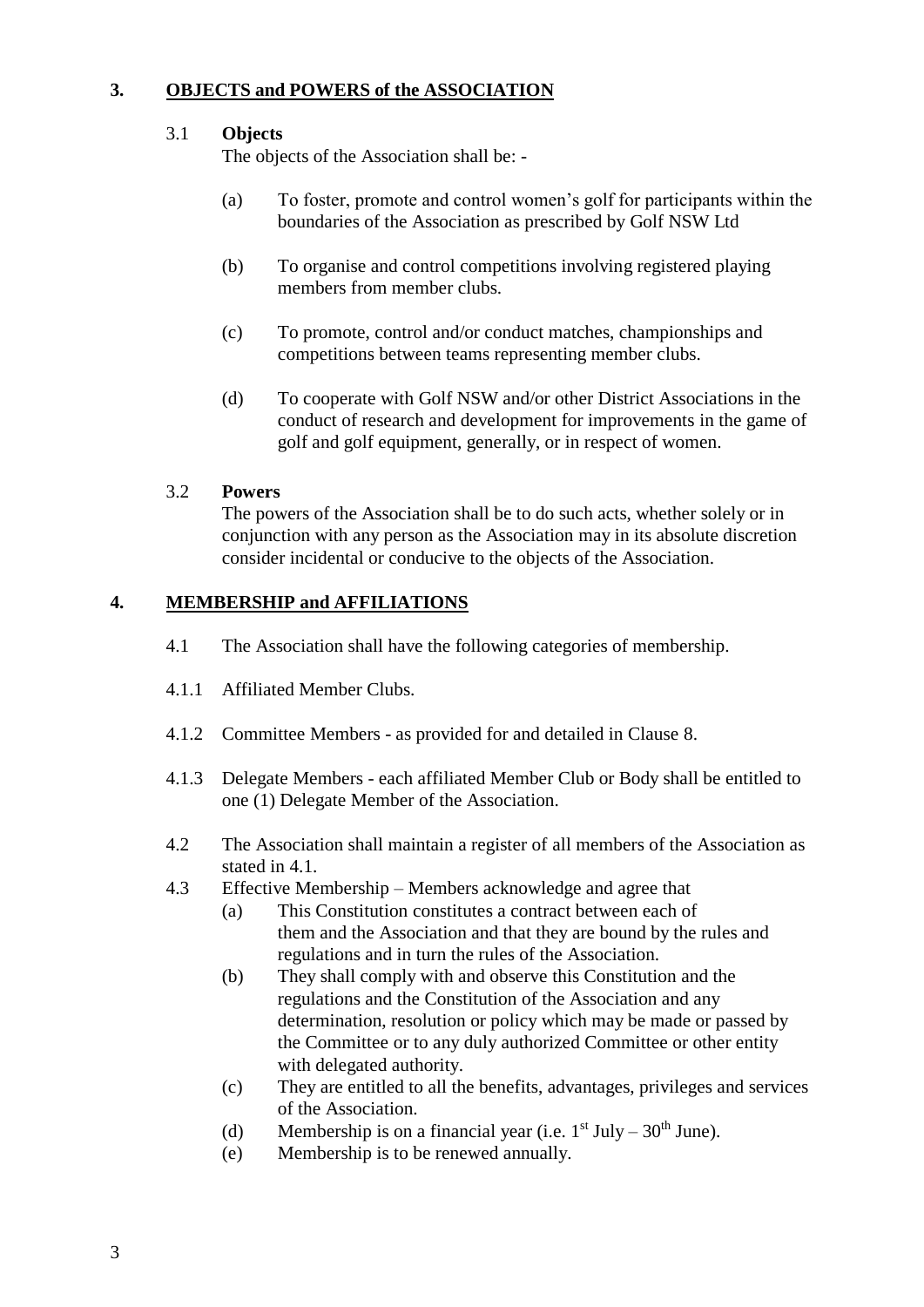## 3. OBJECTS and POWERS of the ASSOCIATION

3.1 **Objects**

The objects of the Association shall be: -

(a) To foster, promote and control women's golf for participants within the boundaries of the Association as prescribed by Golf NSW Ltd

(b) To organise and control competitions involving registered playing members from member clubs.

(c) To promote, control and/or conduct matches, championships and competitions between teams representing member clubs.

(d) To cooperate with Golf NSW and/or other District Associations in the conduct of research and development for improvements in the game of golf and golf equipment, generally, or in respect of women.

3.2 **Powers**

The powers of the Association shall be to do such acts, whether solely or in conjunction with any person as the Association may in its absolute discretion consider incidental or conducive to the objects of the Association.

## 4. MEMBERSHIP and AFFILIATIONS

4.1 The Association shall have the following categories of membership.

4.1.1 Affiliated Member Clubs.

4.1.2 Committee Members - as provided for and detailed in Clause 8.

4.1.3 Delegate Members - each affiliated Member Club or Body shall be entitled to one (1) Delegate Member of the Association.

4.2 The Association shall maintain a register of all members of the Association as stated in 4.1.

4.3 Effective Membership – Members acknowledge and agree that

(a) This Constitution constitutes a contract between each of them and the Association and that they are bound by the rules and regulations and in turn the rules of the Association.

(b) They shall comply with and observe this Constitution and the regulations and the Constitution of the Association and any determination, resolution or policy which may be made or passed by the Committee or to any duly authorized Committee or other entity with delegated authority.

(c) They are entitled to all the benefits, advantages, privileges and services of the Association.

(d) Membership is on a financial year (i.e. 1st July – 30th June).

(e) Membership is to be renewed annually.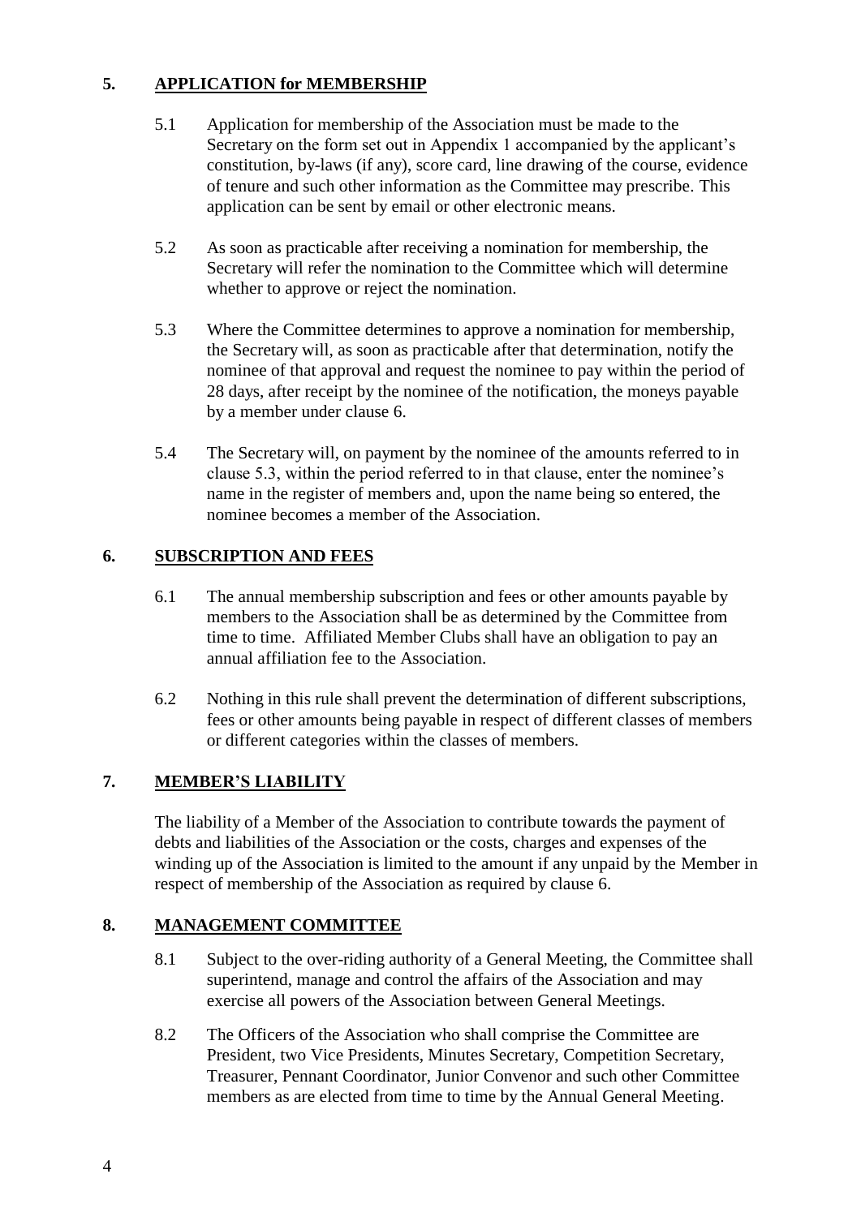## 5. APPLICATION for MEMBERSHIP

5.1 Application for membership of the Association must be made to the Secretary on the form set out in Appendix 1 accompanied by the applicant's constitution, by-laws (if any), score card, line drawing of the course, evidence of tenure and such other information as the Committee may prescribe. This application can be sent by email or other electronic means.

5.2 As soon as practicable after receiving a nomination for membership, the Secretary will refer the nomination to the Committee which will determine whether to approve or reject the nomination.

5.3 Where the Committee determines to approve a nomination for membership, the Secretary will, as soon as practicable after that determination, notify the nominee of that approval and request the nominee to pay within the period of 28 days, after receipt by the nominee of the notification, the moneys payable by a member under clause 6.

5.4 The Secretary will, on payment by the nominee of the amounts referred to in clause 5.3, within the period referred to in that clause, enter the nominee's name in the register of members and, upon the name being so entered, the nominee becomes a member of the Association.

## 6. SUBSCRIPTION AND FEES

6.1 The annual membership subscription and fees or other amounts payable by members to the Association shall be as determined by the Committee from time to time. Affiliated Member Clubs shall have an obligation to pay an annual affiliation fee to the Association.

6.2 Nothing in this rule shall prevent the determination of different subscriptions, fees or other amounts being payable in respect of different classes of members or different categories within the classes of members.

## 7. MEMBER'S LIABILITY

The liability of a Member of the Association to contribute towards the payment of debts and liabilities of the Association or the costs, charges and expenses of the winding up of the Association is limited to the amount if any unpaid by the Member in respect of membership of the Association as required by clause 6.

## 8. MANAGEMENT COMMITTEE

8.1 Subject to the over-riding authority of a General Meeting, the Committee shall superintend, manage and control the affairs of the Association and may exercise all powers of the Association between General Meetings.

8.2 The Officers of the Association who shall comprise the Committee are President, two Vice Presidents, Minutes Secretary, Competition Secretary, Treasurer, Pennant Coordinator, Junior Convenor and such other Committee members as are elected from time to time by the Annual General Meeting.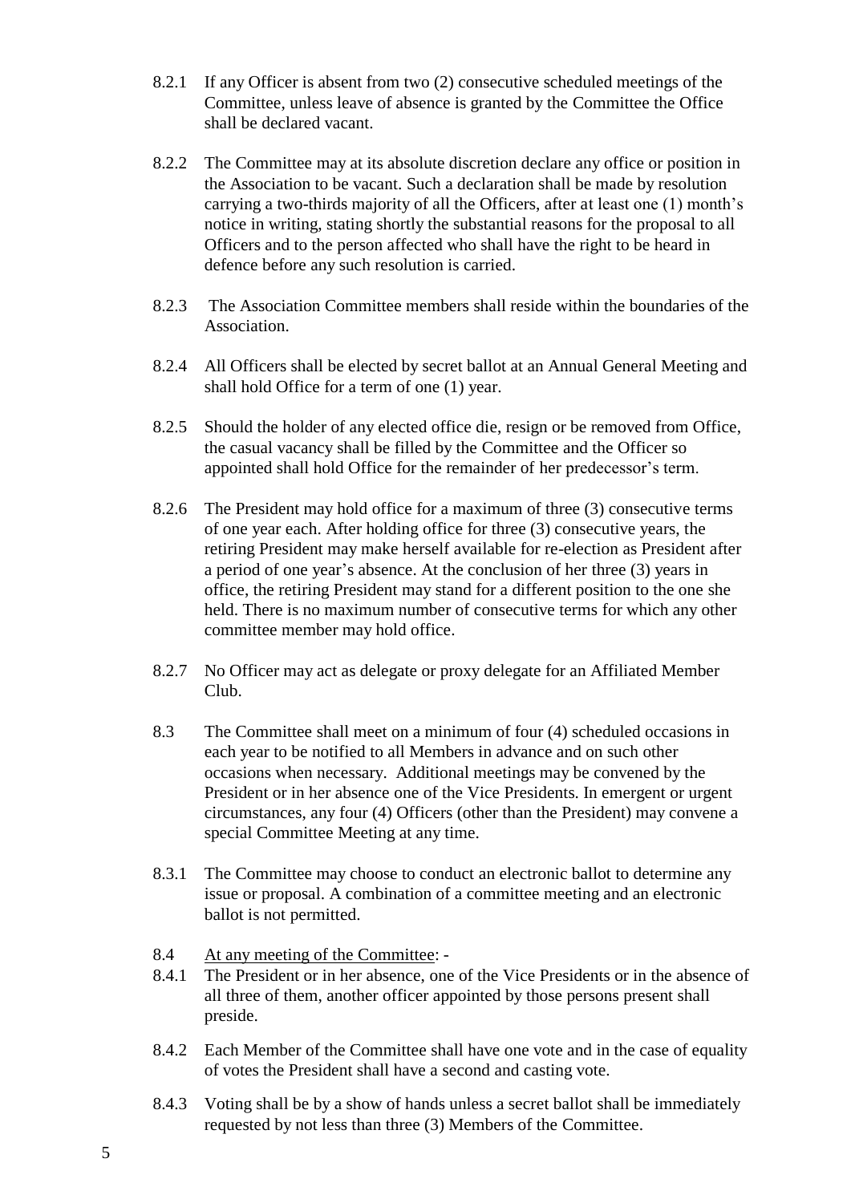8.2.1 If any Officer is absent from two (2) consecutive scheduled meetings of the Committee, unless leave of absence is granted by the Committee the Office shall be declared vacant.

8.2.2 The Committee may at its absolute discretion declare any office or position in the Association to be vacant. Such a declaration shall be made by resolution carrying a two-thirds majority of all the Officers, after at least one (1) month's notice in writing, stating shortly the substantial reasons for the proposal to all Officers and to the person affected who shall have the right to be heard in defence before any such resolution is carried.

8.2.3 The Association Committee members shall reside within the boundaries of the Association.

8.2.4 All Officers shall be elected by secret ballot at an Annual General Meeting and shall hold Office for a term of one (1) year.

8.2.5 Should the holder of any elected office die, resign or be removed from Office, the casual vacancy shall be filled by the Committee and the Officer so appointed shall hold Office for the remainder of her predecessor's term.

8.2.6 The President may hold office for a maximum of three (3) consecutive terms of one year each. After holding office for three (3) consecutive years, the retiring President may make herself available for re-election as President after a period of one year's absence. At the conclusion of her three (3) years in office, the retiring President may stand for a different position to the one she held. There is no maximum number of consecutive terms for which any other committee member may hold office.

8.2.7 No Officer may act as delegate or proxy delegate for an Affiliated Member Club.

8.3 The Committee shall meet on a minimum of four (4) scheduled occasions in each year to be notified to all Members in advance and on such other occasions when necessary. Additional meetings may be convened by the President or in her absence one of the Vice Presidents. In emergent or urgent circumstances, any four (4) Officers (other than the President) may convene a special Committee Meeting at any time.

8.3.1 The Committee may choose to conduct an electronic ballot to determine any issue or proposal. A combination of a committee meeting and an electronic ballot is not permitted.

8.4 <u>At any meeting of the Committee</u>: -

8.4.1 The President or in her absence, one of the Vice Presidents or in the absence of all three of them, another officer appointed by those persons present shall preside.

8.4.2 Each Member of the Committee shall have one vote and in the case of equality of votes the President shall have a second and casting vote.

8.4.3 Voting shall be by a show of hands unless a secret ballot shall be immediately requested by not less than three (3) Members of the Committee.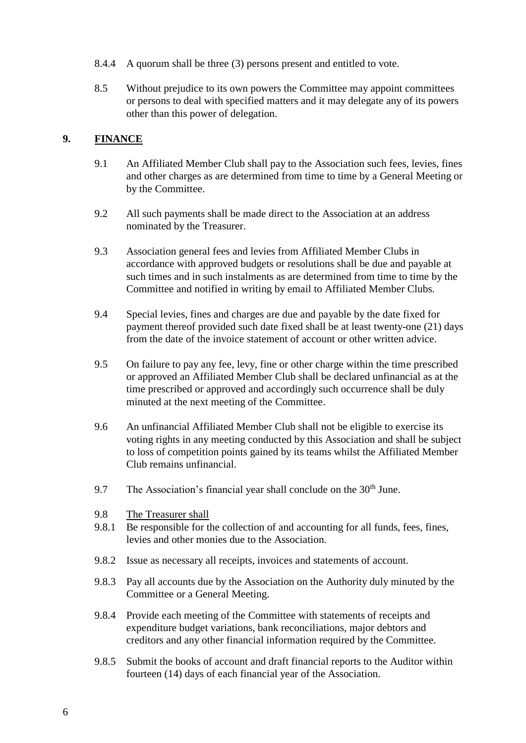8.4.4 A quorum shall be three (3) persons present and entitled to vote.

8.5 Without prejudice to its own powers the Committee may appoint committees or persons to deal with specified matters and it may delegate any of its powers other than this power of delegation.

## 9. FINANCE

9.1 An Affiliated Member Club shall pay to the Association such fees, levies, fines and other charges as are determined from time to time by a General Meeting or by the Committee.

9.2 All such payments shall be made direct to the Association at an address nominated by the Treasurer.

9.3 Association general fees and levies from Affiliated Member Clubs in accordance with approved budgets or resolutions shall be due and payable at such times and in such instalments as are determined from time to time by the Committee and notified in writing by email to Affiliated Member Clubs.

9.4 Special levies, fines and charges are due and payable by the date fixed for payment thereof provided such date fixed shall be at least twenty-one (21) days from the date of the invoice statement of account or other written advice.

9.5 On failure to pay any fee, levy, fine or other charge within the time prescribed or approved an Affiliated Member Club shall be declared unfinancial as at the time prescribed or approved and accordingly such occurrence shall be duly minuted at the next meeting of the Committee.

9.6 An unfinancial Affiliated Member Club shall not be eligible to exercise its voting rights in any meeting conducted by this Association and shall be subject to loss of competition points gained by its teams whilst the Affiliated Member Club remains unfinancial.

9.7 The Association's financial year shall conclude on the 30th June.

9.8 The Treasurer shall

9.8.1 Be responsible for the collection of and accounting for all funds, fees, fines, levies and other monies due to the Association.

9.8.2 Issue as necessary all receipts, invoices and statements of account.

9.8.3 Pay all accounts due by the Association on the Authority duly minuted by the Committee or a General Meeting.

9.8.4 Provide each meeting of the Committee with statements of receipts and expenditure budget variations, bank reconciliations, major debtors and creditors and any other financial information required by the Committee.

9.8.5 Submit the books of account and draft financial reports to the Auditor within fourteen (14) days of each financial year of the Association.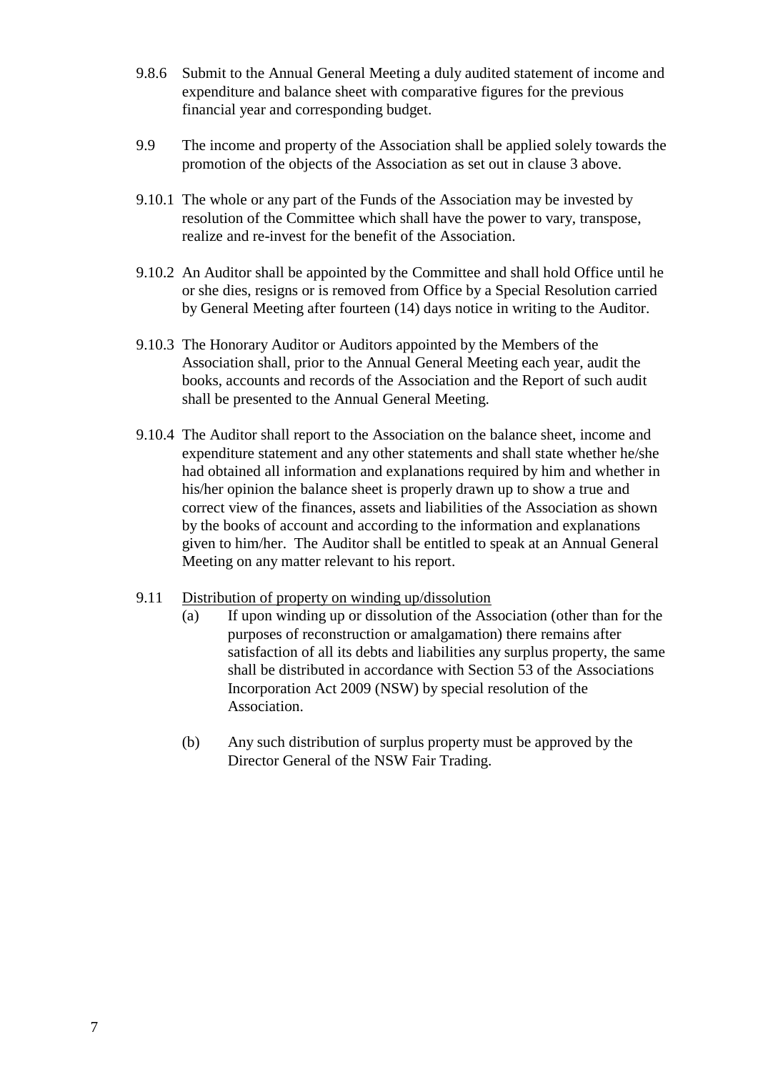9.8.6 Submit to the Annual General Meeting a duly audited statement of income and expenditure and balance sheet with comparative figures for the previous financial year and corresponding budget.

9.9 The income and property of the Association shall be applied solely towards the promotion of the objects of the Association as set out in clause 3 above.

9.10.1 The whole or any part of the Funds of the Association may be invested by resolution of the Committee which shall have the power to vary, transpose, realize and re-invest for the benefit of the Association.

9.10.2 An Auditor shall be appointed by the Committee and shall hold Office until he or she dies, resigns or is removed from Office by a Special Resolution carried by General Meeting after fourteen (14) days notice in writing to the Auditor.

9.10.3 The Honorary Auditor or Auditors appointed by the Members of the Association shall, prior to the Annual General Meeting each year, audit the books, accounts and records of the Association and the Report of such audit shall be presented to the Annual General Meeting.

9.10.4 The Auditor shall report to the Association on the balance sheet, income and expenditure statement and any other statements and shall state whether he/she had obtained all information and explanations required by him and whether in his/her opinion the balance sheet is properly drawn up to show a true and correct view of the finances, assets and liabilities of the Association as shown by the books of account and according to the information and explanations given to him/her. The Auditor shall be entitled to speak at an Annual General Meeting on any matter relevant to his report.

9.11 <u>Distribution of property on winding up/dissolution</u>

(a) If upon winding up or dissolution of the Association (other than for the purposes of reconstruction or amalgamation) there remains after satisfaction of all its debts and liabilities any surplus property, the same shall be distributed in accordance with Section 53 of the Associations Incorporation Act 2009 (NSW) by special resolution of the Association.

(b) Any such distribution of surplus property must be approved by the Director General of the NSW Fair Trading.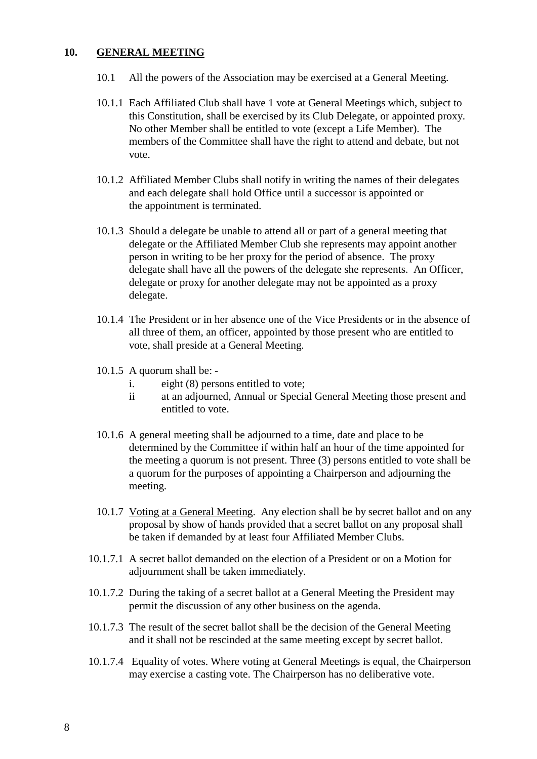## 10. GENERAL MEETING

10.1 All the powers of the Association may be exercised at a General Meeting.

10.1.1 Each Affiliated Club shall have 1 vote at General Meetings which, subject to this Constitution, shall be exercised by its Club Delegate, or appointed proxy. No other Member shall be entitled to vote (except a Life Member). The members of the Committee shall have the right to attend and debate, but not vote.

10.1.2 Affiliated Member Clubs shall notify in writing the names of their delegates and each delegate shall hold Office until a successor is appointed or the appointment is terminated.

10.1.3 Should a delegate be unable to attend all or part of a general meeting that delegate or the Affiliated Member Club she represents may appoint another person in writing to be her proxy for the period of absence. The proxy delegate shall have all the powers of the delegate she represents. An Officer, delegate or proxy for another delegate may not be appointed as a proxy delegate.

10.1.4 The President or in her absence one of the Vice Presidents or in the absence of all three of them, an officer, appointed by those present who are entitled to vote, shall preside at a General Meeting.

10.1.5 A quorum shall be: -

i. eight (8) persons entitled to vote;

ii at an adjourned, Annual or Special General Meeting those present and entitled to vote.

10.1.6 A general meeting shall be adjourned to a time, date and place to be determined by the Committee if within half an hour of the time appointed for the meeting a quorum is not present. Three (3) persons entitled to vote shall be a quorum for the purposes of appointing a Chairperson and adjourning the meeting.

10.1.7 Voting at a General Meeting. Any election shall be by secret ballot and on any proposal by show of hands provided that a secret ballot on any proposal shall be taken if demanded by at least four Affiliated Member Clubs.

10.1.7.1 A secret ballot demanded on the election of a President or on a Motion for adjournment shall be taken immediately.

10.1.7.2 During the taking of a secret ballot at a General Meeting the President may permit the discussion of any other business on the agenda.

10.1.7.3 The result of the secret ballot shall be the decision of the General Meeting and it shall not be rescinded at the same meeting except by secret ballot.

10.1.7.4 Equality of votes. Where voting at General Meetings is equal, the Chairperson may exercise a casting vote. The Chairperson has no deliberative vote.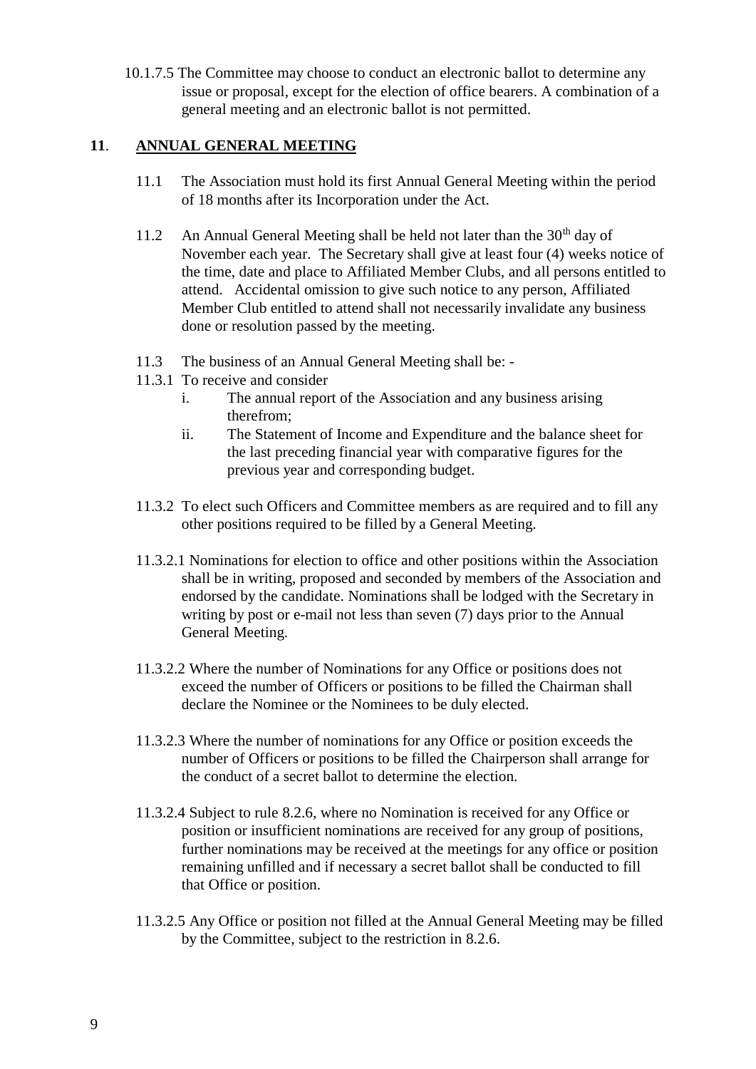10.1.7.5 The Committee may choose to conduct an electronic ballot to determine any issue or proposal, except for the election of office bearers. A combination of a general meeting and an electronic ballot is not permitted.

## **11**. **ANNUAL GENERAL MEETING**

11.1 The Association must hold its first Annual General Meeting within the period of 18 months after its Incorporation under the Act.

11.2 An Annual General Meeting shall be held not later than the 30th day of November each year. The Secretary shall give at least four (4) weeks notice of the time, date and place to Affiliated Member Clubs, and all persons entitled to attend. Accidental omission to give such notice to any person, Affiliated Member Club entitled to attend shall not necessarily invalidate any business done or resolution passed by the meeting.

11.3 The business of an Annual General Meeting shall be: -

11.3.1 To receive and consider

- i. The annual report of the Association and any business arising therefrom;
- ii. The Statement of Income and Expenditure and the balance sheet for the last preceding financial year with comparative figures for the previous year and corresponding budget.

11.3.2 To elect such Officers and Committee members as are required and to fill any other positions required to be filled by a General Meeting.

11.3.2.1 Nominations for election to office and other positions within the Association shall be in writing, proposed and seconded by members of the Association and endorsed by the candidate. Nominations shall be lodged with the Secretary in writing by post or e-mail not less than seven (7) days prior to the Annual General Meeting.

11.3.2.2 Where the number of Nominations for any Office or positions does not exceed the number of Officers or positions to be filled the Chairman shall declare the Nominee or the Nominees to be duly elected.

11.3.2.3 Where the number of nominations for any Office or position exceeds the number of Officers or positions to be filled the Chairperson shall arrange for the conduct of a secret ballot to determine the election.

11.3.2.4 Subject to rule 8.2.6, where no Nomination is received for any Office or position or insufficient nominations are received for any group of positions, further nominations may be received at the meetings for any office or position remaining unfilled and if necessary a secret ballot shall be conducted to fill that Office or position.

11.3.2.5 Any Office or position not filled at the Annual General Meeting may be filled by the Committee, subject to the restriction in 8.2.6.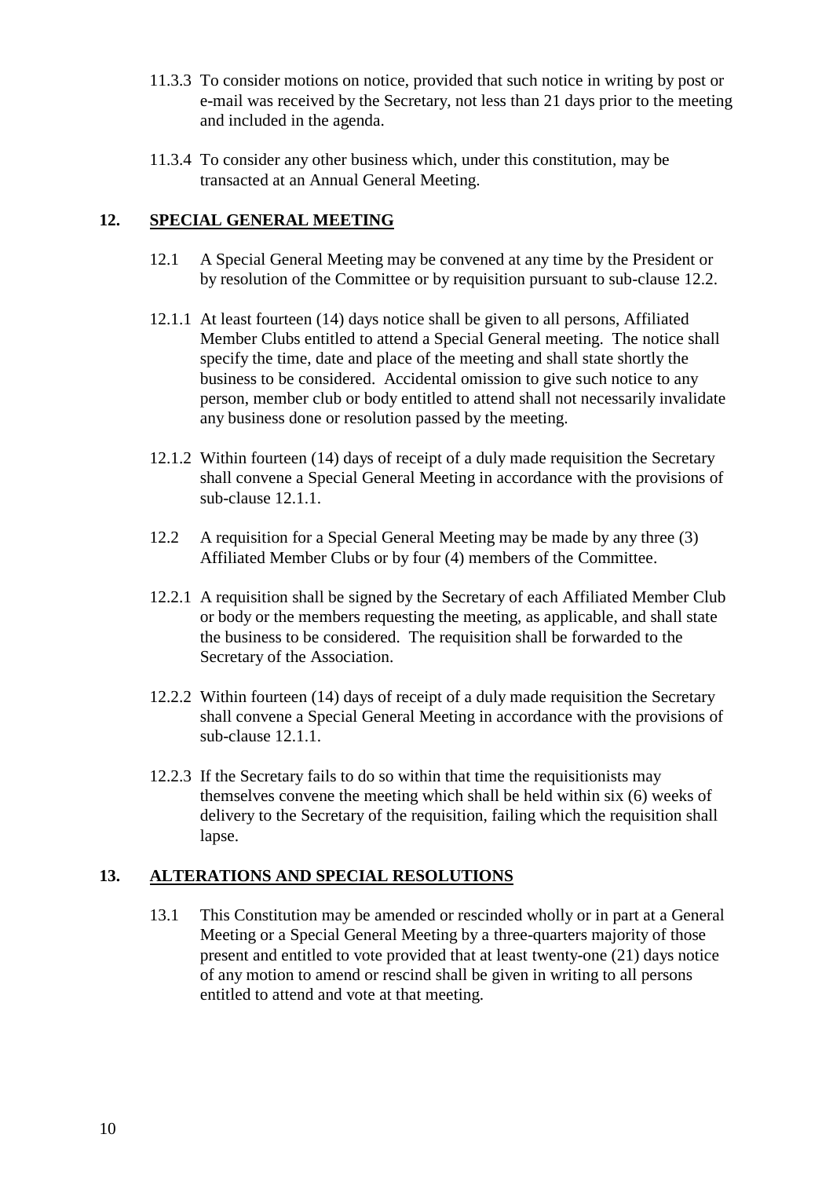11.3.3 To consider motions on notice, provided that such notice in writing by post or e-mail was received by the Secretary, not less than 21 days prior to the meeting and included in the agenda.

11.3.4 To consider any other business which, under this constitution, may be transacted at an Annual General Meeting.

## 12. SPECIAL GENERAL MEETING

12.1 A Special General Meeting may be convened at any time by the President or by resolution of the Committee or by requisition pursuant to sub-clause 12.2.

12.1.1 At least fourteen (14) days notice shall be given to all persons, Affiliated Member Clubs entitled to attend a Special General meeting. The notice shall specify the time, date and place of the meeting and shall state shortly the business to be considered. Accidental omission to give such notice to any person, member club or body entitled to attend shall not necessarily invalidate any business done or resolution passed by the meeting.

12.1.2 Within fourteen (14) days of receipt of a duly made requisition the Secretary shall convene a Special General Meeting in accordance with the provisions of sub-clause 12.1.1.

12.2 A requisition for a Special General Meeting may be made by any three (3) Affiliated Member Clubs or by four (4) members of the Committee.

12.2.1 A requisition shall be signed by the Secretary of each Affiliated Member Club or body or the members requesting the meeting, as applicable, and shall state the business to be considered. The requisition shall be forwarded to the Secretary of the Association.

12.2.2 Within fourteen (14) days of receipt of a duly made requisition the Secretary shall convene a Special General Meeting in accordance with the provisions of sub-clause 12.1.1.

12.2.3 If the Secretary fails to do so within that time the requisitionists may themselves convene the meeting which shall be held within six (6) weeks of delivery to the Secretary of the requisition, failing which the requisition shall lapse.

## 13. ALTERATIONS AND SPECIAL RESOLUTIONS

13.1 This Constitution may be amended or rescinded wholly or in part at a General Meeting or a Special General Meeting by a three-quarters majority of those present and entitled to vote provided that at least twenty-one (21) days notice of any motion to amend or rescind shall be given in writing to all persons entitled to attend and vote at that meeting.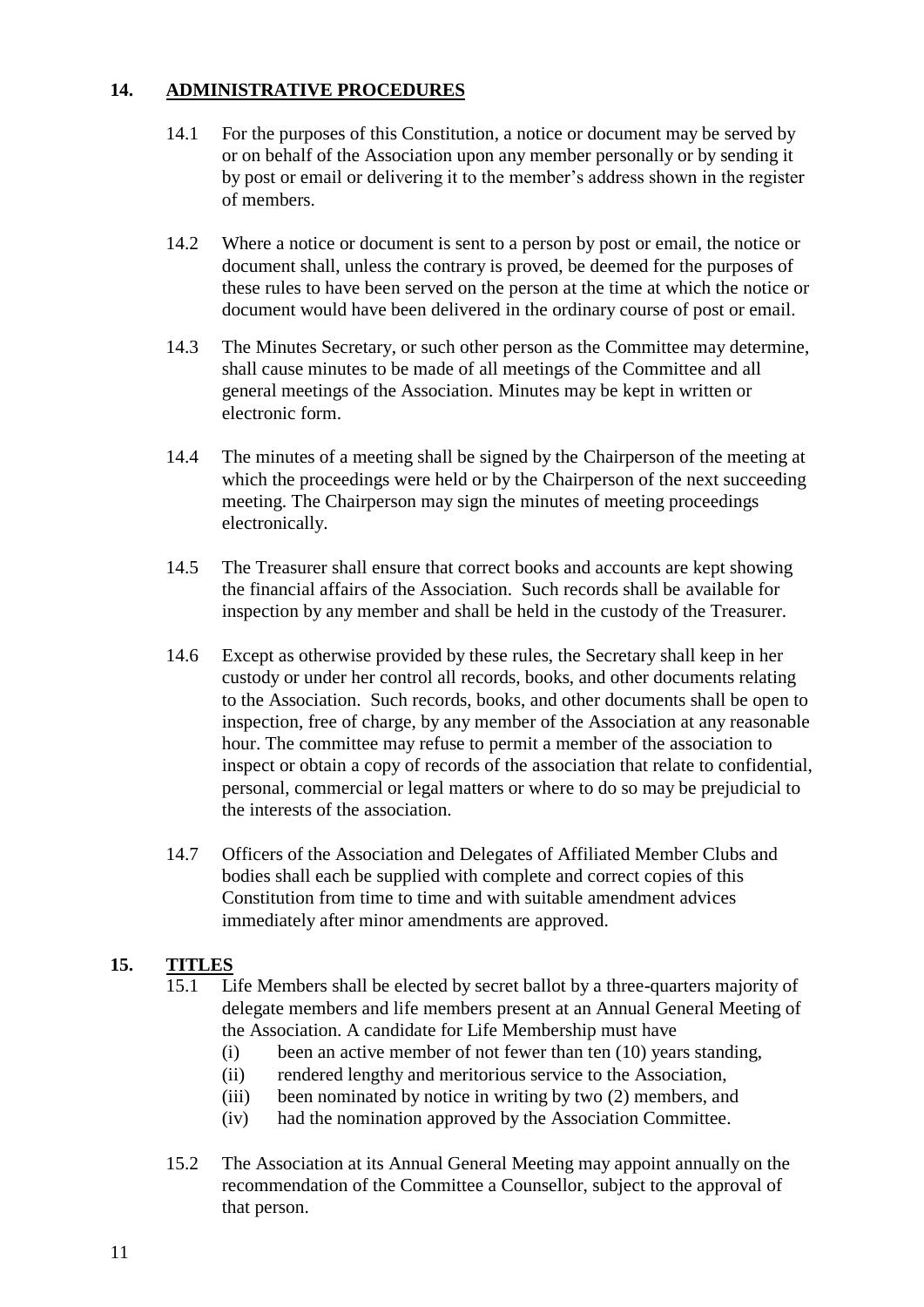## 14. ADMINISTRATIVE PROCEDURES

14.1 For the purposes of this Constitution, a notice or document may be served by or on behalf of the Association upon any member personally or by sending it by post or email or delivering it to the member's address shown in the register of members.

14.2 Where a notice or document is sent to a person by post or email, the notice or document shall, unless the contrary is proved, be deemed for the purposes of these rules to have been served on the person at the time at which the notice or document would have been delivered in the ordinary course of post or email.

14.3 The Minutes Secretary, or such other person as the Committee may determine, shall cause minutes to be made of all meetings of the Committee and all general meetings of the Association. Minutes may be kept in written or electronic form.

14.4 The minutes of a meeting shall be signed by the Chairperson of the meeting at which the proceedings were held or by the Chairperson of the next succeeding meeting. The Chairperson may sign the minutes of meeting proceedings electronically.

14.5 The Treasurer shall ensure that correct books and accounts are kept showing the financial affairs of the Association. Such records shall be available for inspection by any member and shall be held in the custody of the Treasurer.

14.6 Except as otherwise provided by these rules, the Secretary shall keep in her custody or under her control all records, books, and other documents relating to the Association. Such records, books, and other documents shall be open to inspection, free of charge, by any member of the Association at any reasonable hour. The committee may refuse to permit a member of the association to inspect or obtain a copy of records of the association that relate to confidential, personal, commercial or legal matters or where to do so may be prejudicial to the interests of the association.

14.7 Officers of the Association and Delegates of Affiliated Member Clubs and bodies shall each be supplied with complete and correct copies of this Constitution from time to time and with suitable amendment advices immediately after minor amendments are approved.

## 15. TITLES

15.1 Life Members shall be elected by secret ballot by a three-quarters majority of delegate members and life members present at an Annual General Meeting of the Association. A candidate for Life Membership must have

- (i) been an active member of not fewer than ten (10) years standing,
- (ii) rendered lengthy and meritorious service to the Association,
- (iii) been nominated by notice in writing by two (2) members, and
- (iv) had the nomination approved by the Association Committee.

15.2 The Association at its Annual General Meeting may appoint annually on the recommendation of the Committee a Counsellor, subject to the approval of that person.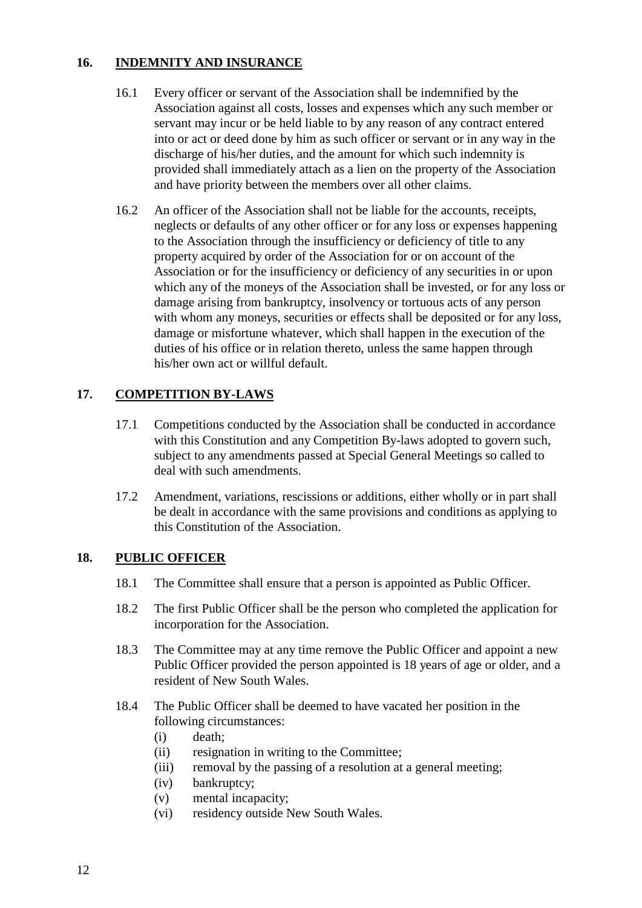## 16. INDEMNITY AND INSURANCE

16.1 Every officer or servant of the Association shall be indemnified by the Association against all costs, losses and expenses which any such member or servant may incur or be held liable to by any reason of any contract entered into or act or deed done by him as such officer or servant or in any way in the discharge of his/her duties, and the amount for which such indemnity is provided shall immediately attach as a lien on the property of the Association and have priority between the members over all other claims.

16.2 An officer of the Association shall not be liable for the accounts, receipts, neglects or defaults of any other officer or for any loss or expenses happening to the Association through the insufficiency or deficiency of title to any property acquired by order of the Association for or on account of the Association or for the insufficiency or deficiency of any securities in or upon which any of the moneys of the Association shall be invested, or for any loss or damage arising from bankruptcy, insolvency or tortuous acts of any person with whom any moneys, securities or effects shall be deposited or for any loss, damage or misfortune whatever, which shall happen in the execution of the duties of his office or in relation thereto, unless the same happen through his/her own act or willful default.

## 17. COMPETITION BY-LAWS

17.1 Competitions conducted by the Association shall be conducted in accordance with this Constitution and any Competition By-laws adopted to govern such, subject to any amendments passed at Special General Meetings so called to deal with such amendments.

17.2 Amendment, variations, rescissions or additions, either wholly or in part shall be dealt in accordance with the same provisions and conditions as applying to this Constitution of the Association.

## 18. PUBLIC OFFICER

18.1 The Committee shall ensure that a person is appointed as Public Officer.

18.2 The first Public Officer shall be the person who completed the application for incorporation for the Association.

18.3 The Committee may at any time remove the Public Officer and appoint a new Public Officer provided the person appointed is 18 years of age or older, and a resident of New South Wales.

18.4 The Public Officer shall be deemed to have vacated her position in the following circumstances:

- (i) death;
- (ii) resignation in writing to the Committee;
- (iii) removal by the passing of a resolution at a general meeting;
- (iv) bankruptcy;
- (v) mental incapacity;
- (vi) residency outside New South Wales.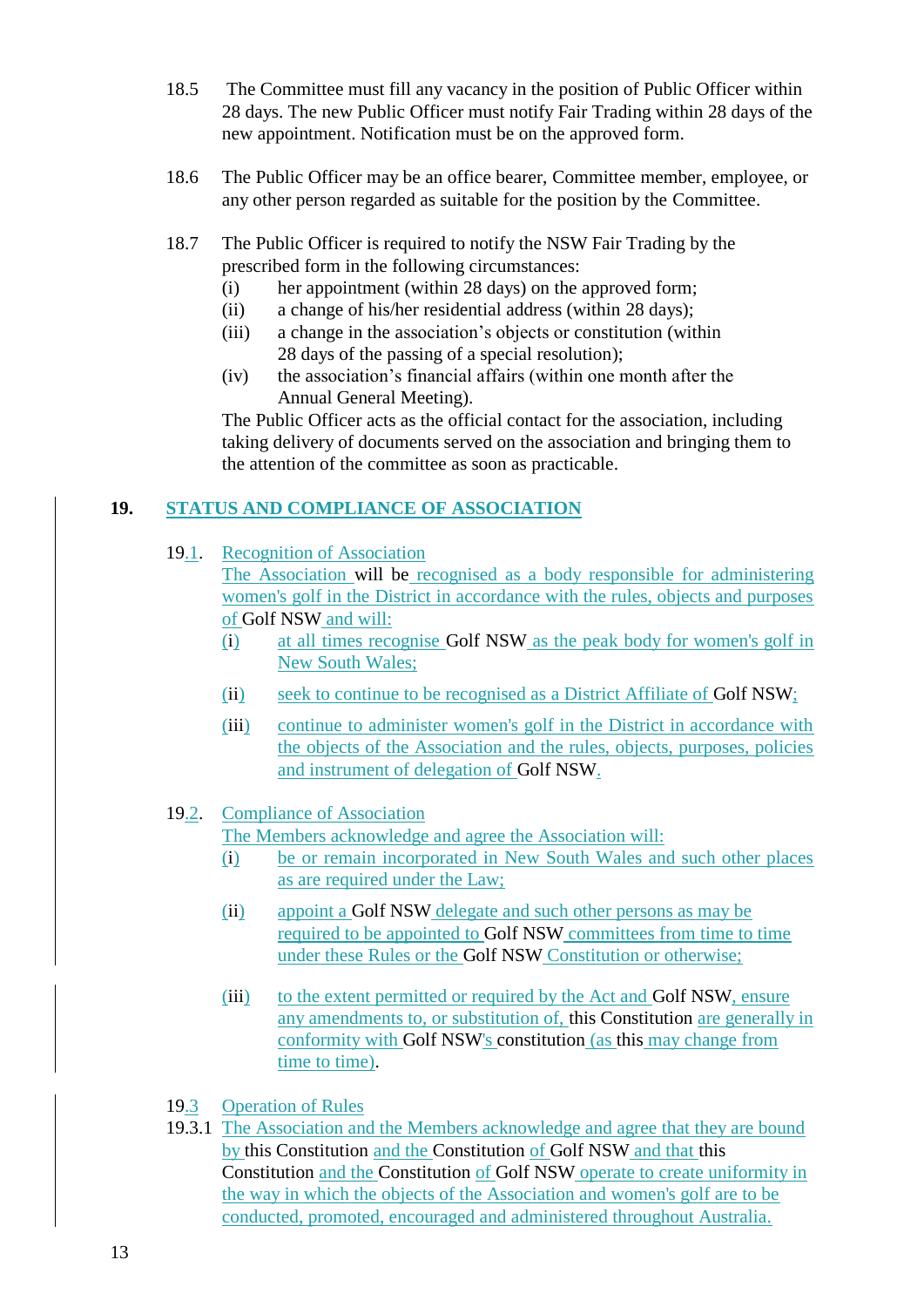18.5 The Committee must fill any vacancy in the position of Public Officer within 28 days. The new Public Officer must notify Fair Trading within 28 days of the new appointment. Notification must be on the approved form.

18.6 The Public Officer may be an office bearer, Committee member, employee, or any other person regarded as suitable for the position by the Committee.

18.7 The Public Officer is required to notify the NSW Fair Trading by the prescribed form in the following circumstances:

- (i) her appointment (within 28 days) on the approved form;
- (ii) a change of his/her residential address (within 28 days);
- (iii) a change in the association's objects or constitution (within 28 days of the passing of a special resolution);
- (iv) the association's financial affairs (within one month after the Annual General Meeting).

The Public Officer acts as the official contact for the association, including taking delivery of documents served on the association and bringing them to the attention of the committee as soon as practicable.

## 19. STATUS AND COMPLIANCE OF ASSOCIATION

19.1. Recognition of Association

The Association will be recognised as a body responsible for administering women's golf in the District in accordance with the rules, objects and purposes of Golf NSW and will:

- (i) at all times recognise Golf NSW as the peak body for women's golf in New South Wales;
- (ii) seek to continue to be recognised as a District Affiliate of Golf NSW;
- (iii) continue to administer women's golf in the District in accordance with the objects of the Association and the rules, objects, purposes, policies and instrument of delegation of Golf NSW.

19.2. Compliance of Association

The Members acknowledge and agree the Association will:

- (i) be or remain incorporated in New South Wales and such other places as are required under the Law;
- (ii) appoint a Golf NSW delegate and such other persons as may be required to be appointed to Golf NSW committees from time to time under these Rules or the Golf NSW Constitution or otherwise;
- (iii) to the extent permitted or required by the Act and Golf NSW, ensure any amendments to, or substitution of, this Constitution are generally in conformity with Golf NSW's constitution (as this may change from time to time).

19.3 Operation of Rules

19.3.1 The Association and the Members acknowledge and agree that they are bound by this Constitution and the Constitution of Golf NSW and that this Constitution and the Constitution of Golf NSW operate to create uniformity in the way in which the objects of the Association and women's golf are to be conducted, promoted, encouraged and administered throughout Australia.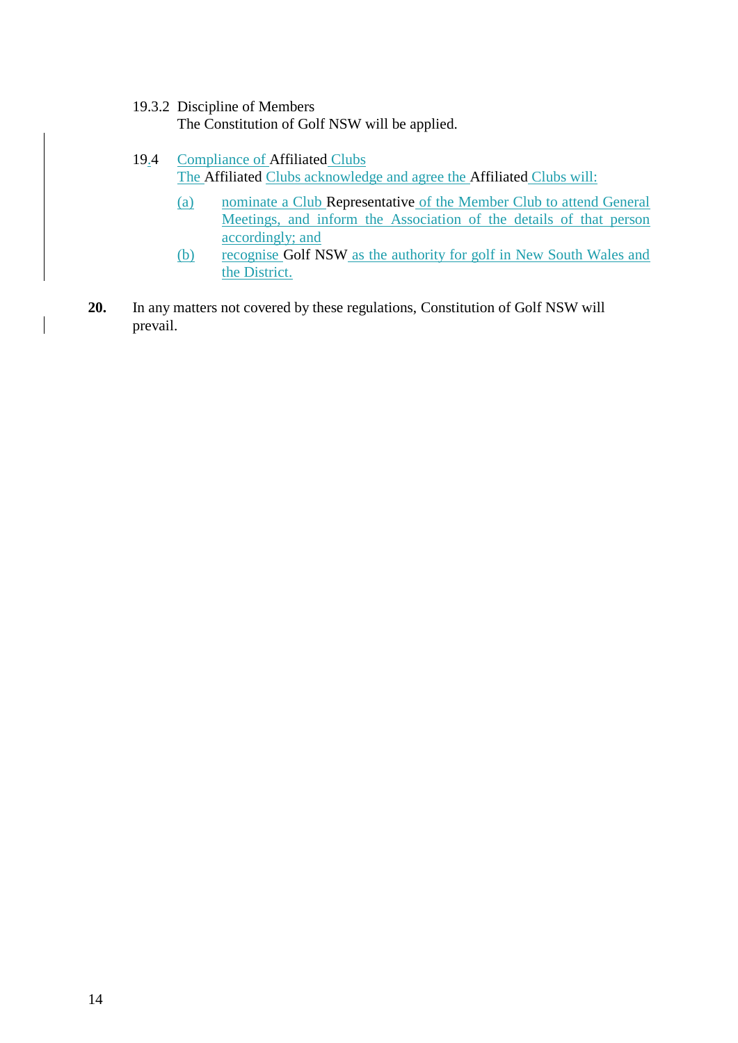19.3.2 Discipline of Members

The Constitution of Golf NSW will be applied.

19.4 Compliance of Affiliated Clubs

The Affiliated Clubs acknowledge and agree the Affiliated Clubs will:

(a) nominate a Club Representative of the Member Club to attend General Meetings, and inform the Association of the details of that person accordingly; and

(b) recognise Golf NSW as the authority for golf in New South Wales and the District.

**20.** In any matters not covered by these regulations, Constitution of Golf NSW will prevail.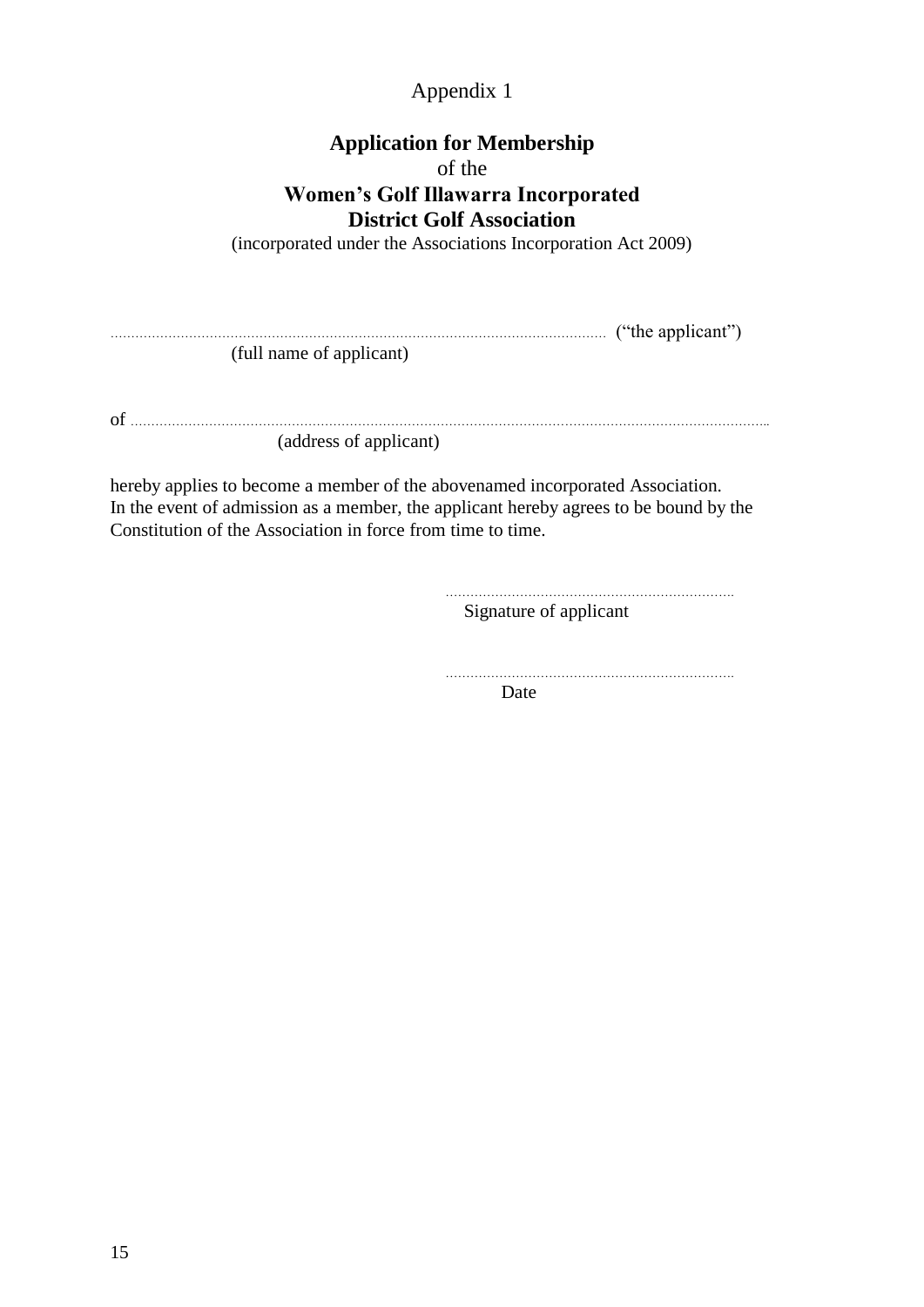Appendix 1

## Application for Membership

of the

## Women's Golf Illawarra Incorporated District Golf Association

(incorporated under the Associations Incorporation Act 2009)

.............................................................................................................................. ("the applicant")
(full name of applicant)

of ........................................................................................................................................................
(address of applicant)

hereby applies to become a member of the abovenamed incorporated Association.
In the event of admission as a member, the applicant hereby agrees to be bound by the Constitution of the Association in force from time to time.

..........................................................................
Signature of applicant

..........................................................................
Date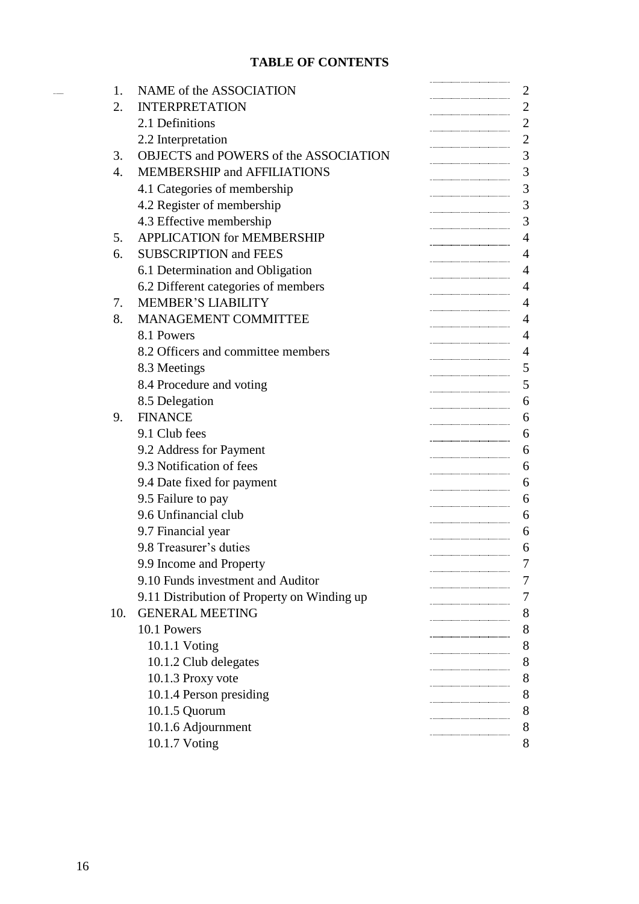**TABLE OF CONTENTS**

| | | |
|---|---|---|
| 1. | NAME of the ASSOCIATION | 2 |
| 2. | INTERPRETATION | 2 |
| | 2.1 Definitions | 2 |
| | 2.2 Interpretation | 2 |
| 3. | OBJECTS and POWERS of the ASSOCIATION | 3 |
| 4. | MEMBERSHIP and AFFILIATIONS | 3 |
| | 4.1 Categories of membership | 3 |
| | 4.2 Register of membership | 3 |
| | 4.3 Effective membership | 3 |
| 5. | APPLICATION for MEMBERSHIP | 4 |
| 6. | SUBSCRIPTION and FEES | 4 |
| | 6.1 Determination and Obligation | 4 |
| | 6.2 Different categories of members | 4 |
| 7. | MEMBER'S LIABILITY | 4 |
| 8. | MANAGEMENT COMMITTEE | 4 |
| | 8.1 Powers | 4 |
| | 8.2 Officers and committee members | 4 |
| | 8.3 Meetings | 5 |
| | 8.4 Procedure and voting | 5 |
| | 8.5 Delegation | 6 |
| 9. | FINANCE | 6 |
| | 9.1 Club fees | 6 |
| | 9.2 Address for Payment | 6 |
| | 9.3 Notification of fees | 6 |
| | 9.4 Date fixed for payment | 6 |
| | 9.5 Failure to pay | 6 |
| | 9.6 Unfinancial club | 6 |
| | 9.7 Financial year | 6 |
| | 9.8 Treasurer's duties | 6 |
| | 9.9 Income and Property | 7 |
| | 9.10 Funds investment and Auditor | 7 |
| | 9.11 Distribution of Property on Winding up | 7 |
| 10. | GENERAL MEETING | 8 |
| | 10.1 Powers | 8 |
| | 10.1.1 Voting | 8 |
| | 10.1.2 Club delegates | 8 |
| | 10.1.3 Proxy vote | 8 |
| | 10.1.4 Person presiding | 8 |
| | 10.1.5 Quorum | 8 |
| | 10.1.6 Adjournment | 8 |
| | 10.1.7 Voting | 8 |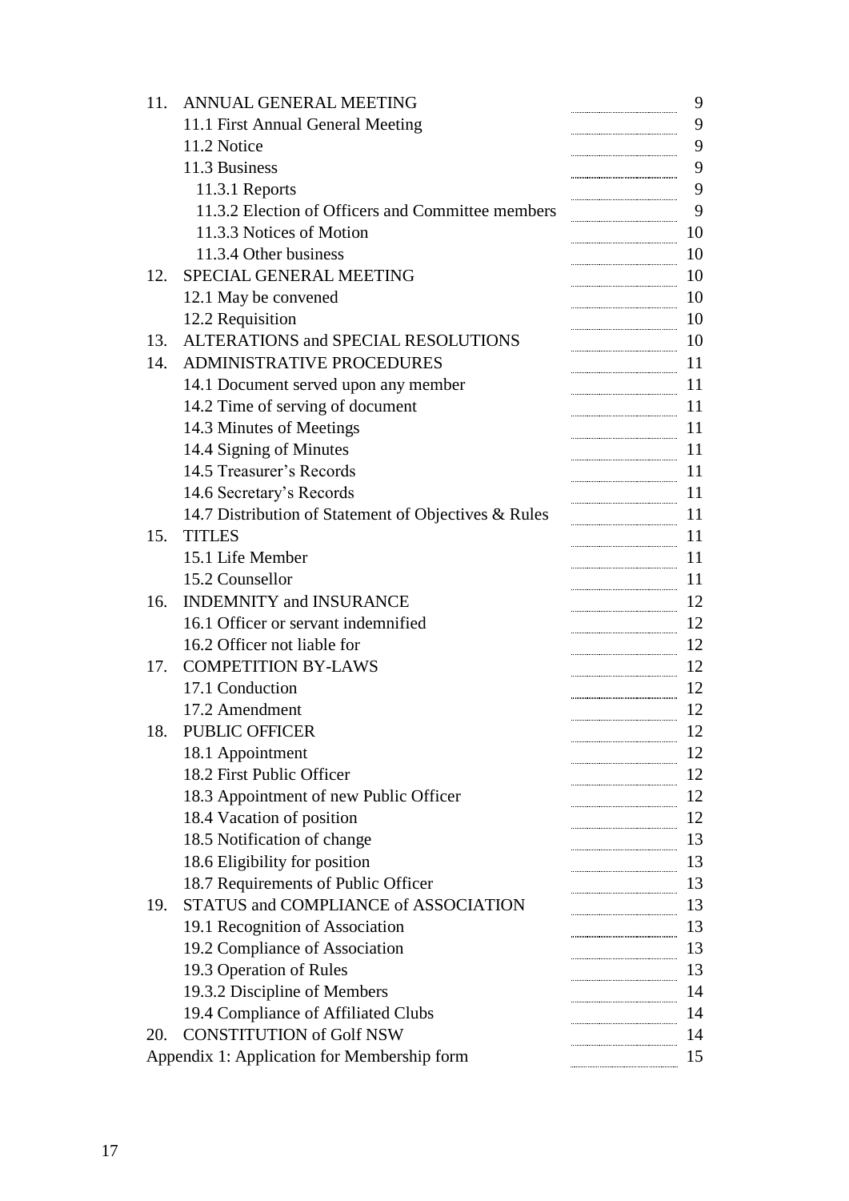| | | |
|---|---|---|
| 11. | ANNUAL GENERAL MEETING | 9 |
| | 11.1 First Annual General Meeting | 9 |
| | 11.2 Notice | 9 |
| | 11.3 Business | 9 |
| | 11.3.1 Reports | 9 |
| | 11.3.2 Election of Officers and Committee members | 9 |
| | 11.3.3 Notices of Motion | 10 |
| | 11.3.4 Other business | 10 |
| 12. | SPECIAL GENERAL MEETING | 10 |
| | 12.1 May be convened | 10 |
| | 12.2 Requisition | 10 |
| 13. | ALTERATIONS and SPECIAL RESOLUTIONS | 10 |
| 14. | ADMINISTRATIVE PROCEDURES | 11 |
| | 14.1 Document served upon any member | 11 |
| | 14.2 Time of serving of document | 11 |
| | 14.3 Minutes of Meetings | 11 |
| | 14.4 Signing of Minutes | 11 |
| | 14.5 Treasurer's Records | 11 |
| | 14.6 Secretary's Records | 11 |
| | 14.7 Distribution of Statement of Objectives & Rules | 11 |
| 15. | TITLES | 11 |
| | 15.1 Life Member | 11 |
| | 15.2 Counsellor | 11 |
| 16. | INDEMNITY and INSURANCE | 12 |
| | 16.1 Officer or servant indemnified | 12 |
| | 16.2 Officer not liable for | 12 |
| 17. | COMPETITION BY-LAWS | 12 |
| | 17.1 Conduction | 12 |
| | 17.2 Amendment | 12 |
| 18. | PUBLIC OFFICER | 12 |
| | 18.1 Appointment | 12 |
| | 18.2 First Public Officer | 12 |
| | 18.3 Appointment of new Public Officer | 12 |
| | 18.4 Vacation of position | 12 |
| | 18.5 Notification of change | 13 |
| | 18.6 Eligibility for position | 13 |
| | 18.7 Requirements of Public Officer | 13 |
| 19. | STATUS and COMPLIANCE of ASSOCIATION | 13 |
| | 19.1 Recognition of Association | 13 |
| | 19.2 Compliance of Association | 13 |
| | 19.3 Operation of Rules | 13 |
| | 19.3.2 Discipline of Members | 14 |
| | 19.4 Compliance of Affiliated Clubs | 14 |
| 20. | CONSTITUTION of Golf NSW | 14 |
| | Appendix 1: Application for Membership form | 15 |